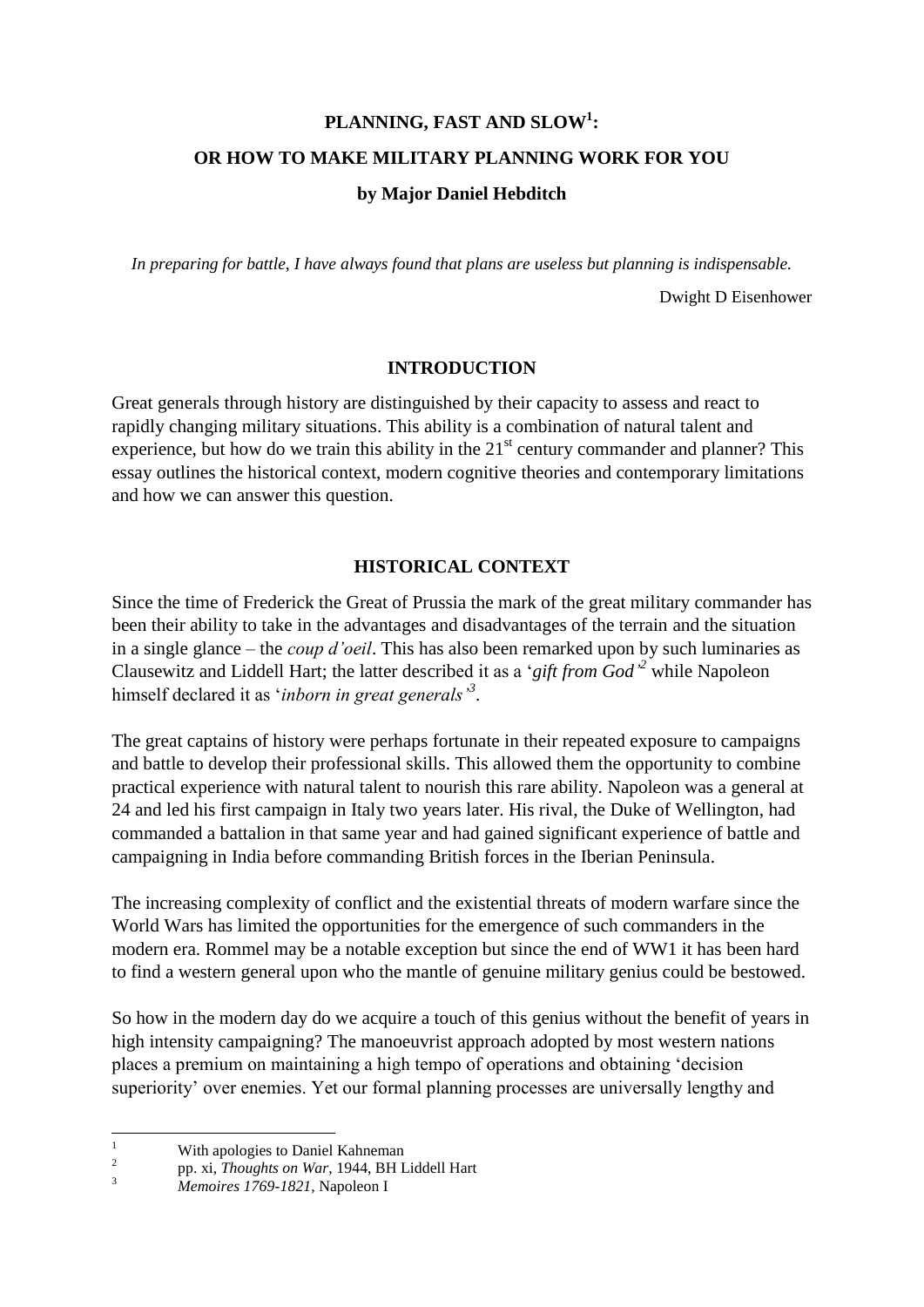# PLANNING, FAST AND SLOW[1]:

# OR HOW TO MAKE MILITARY PLANNING WORK FOR YOU

**by Major Daniel Hebditch**

*In preparing for battle, I have always found that plans are useless but planning is indispensable.*

Dwight D Eisenhower

## INTRODUCTION

Great generals through history are distinguished by their capacity to assess and react to rapidly changing military situations. This ability is a combination of natural talent and experience, but how do we train this ability in the 21st century commander and planner? This essay outlines the historical context, modern cognitive theories and contemporary limitations and how we can answer this question.

## HISTORICAL CONTEXT

Since the time of Frederick the Great of Prussia the mark of the great military commander has been their ability to take in the advantages and disadvantages of the terrain and the situation in a single glance – the *coup d'oeil*. This has also been remarked upon by such luminaries as Clausewitz and Liddell Hart; the latter described it as a '*gift from God'*[2] while Napoleon himself declared it as '*inborn in great generals'*[3].

The great captains of history were perhaps fortunate in their repeated exposure to campaigns and battle to develop their professional skills. This allowed them the opportunity to combine practical experience with natural talent to nourish this rare ability. Napoleon was a general at 24 and led his first campaign in Italy two years later. His rival, the Duke of Wellington, had commanded a battalion in that same year and had gained significant experience of battle and campaigning in India before commanding British forces in the Iberian Peninsula.

The increasing complexity of conflict and the existential threats of modern warfare since the World Wars has limited the opportunities for the emergence of such commanders in the modern era. Rommel may be a notable exception but since the end of WW1 it has been hard to find a western general upon who the mantle of genuine military genius could be bestowed.

So how in the modern day do we acquire a touch of this genius without the benefit of years in high intensity campaigning? The manoeuvrist approach adopted by most western nations places a premium on maintaining a high tempo of operations and obtaining 'decision superiority' over enemies. Yet our formal planning processes are universally lengthy and

---

[1] With apologies to Daniel Kahneman

[2] pp. xi, *Thoughts on War*, 1944, BH Liddell Hart

[3] *Memoires 1769-1821*, Napoleon I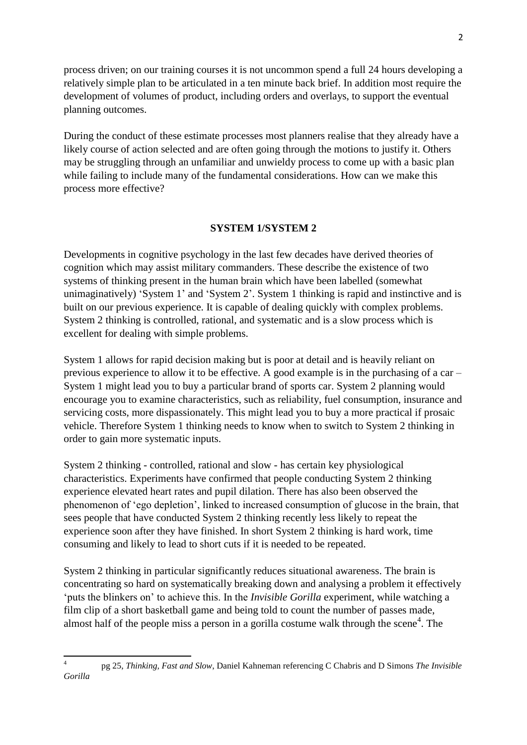process driven; on our training courses it is not uncommon spend a full 24 hours developing a relatively simple plan to be articulated in a ten minute back brief. In addition most require the development of volumes of product, including orders and overlays, to support the eventual planning outcomes.

During the conduct of these estimate processes most planners realise that they already have a likely course of action selected and are often going through the motions to justify it. Others may be struggling through an unfamiliar and unwieldy process to come up with a basic plan while failing to include many of the fundamental considerations. How can we make this process more effective?

## SYSTEM 1/SYSTEM 2

Developments in cognitive psychology in the last few decades have derived theories of cognition which may assist military commanders. These describe the existence of two systems of thinking present in the human brain which have been labelled (somewhat unimaginatively) 'System 1' and 'System 2'. System 1 thinking is rapid and instinctive and is built on our previous experience. It is capable of dealing quickly with complex problems. System 2 thinking is controlled, rational, and systematic and is a slow process which is excellent for dealing with simple problems.

System 1 allows for rapid decision making but is poor at detail and is heavily reliant on previous experience to allow it to be effective. A good example is in the purchasing of a car – System 1 might lead you to buy a particular brand of sports car. System 2 planning would encourage you to examine characteristics, such as reliability, fuel consumption, insurance and servicing costs, more dispassionately. This might lead you to buy a more practical if prosaic vehicle. Therefore System 1 thinking needs to know when to switch to System 2 thinking in order to gain more systematic inputs.

System 2 thinking - controlled, rational and slow - has certain key physiological characteristics. Experiments have confirmed that people conducting System 2 thinking experience elevated heart rates and pupil dilation. There has also been observed the phenomenon of 'ego depletion', linked to increased consumption of glucose in the brain, that sees people that have conducted System 2 thinking recently less likely to repeat the experience soon after they have finished. In short System 2 thinking is hard work, time consuming and likely to lead to short cuts if it is needed to be repeated.

System 2 thinking in particular significantly reduces situational awareness. The brain is concentrating so hard on systematically breaking down and analysing a problem it effectively 'puts the blinkers on' to achieve this. In the *Invisible Gorilla* experiment, while watching a film clip of a short basketball game and being told to count the number of passes made, almost half of the people miss a person in a gorilla costume walk through the scene[4]. The

[4] pg 25, *Thinking, Fast and Slow*, Daniel Kahneman referencing C Chabris and D Simons *The Invisible Gorilla*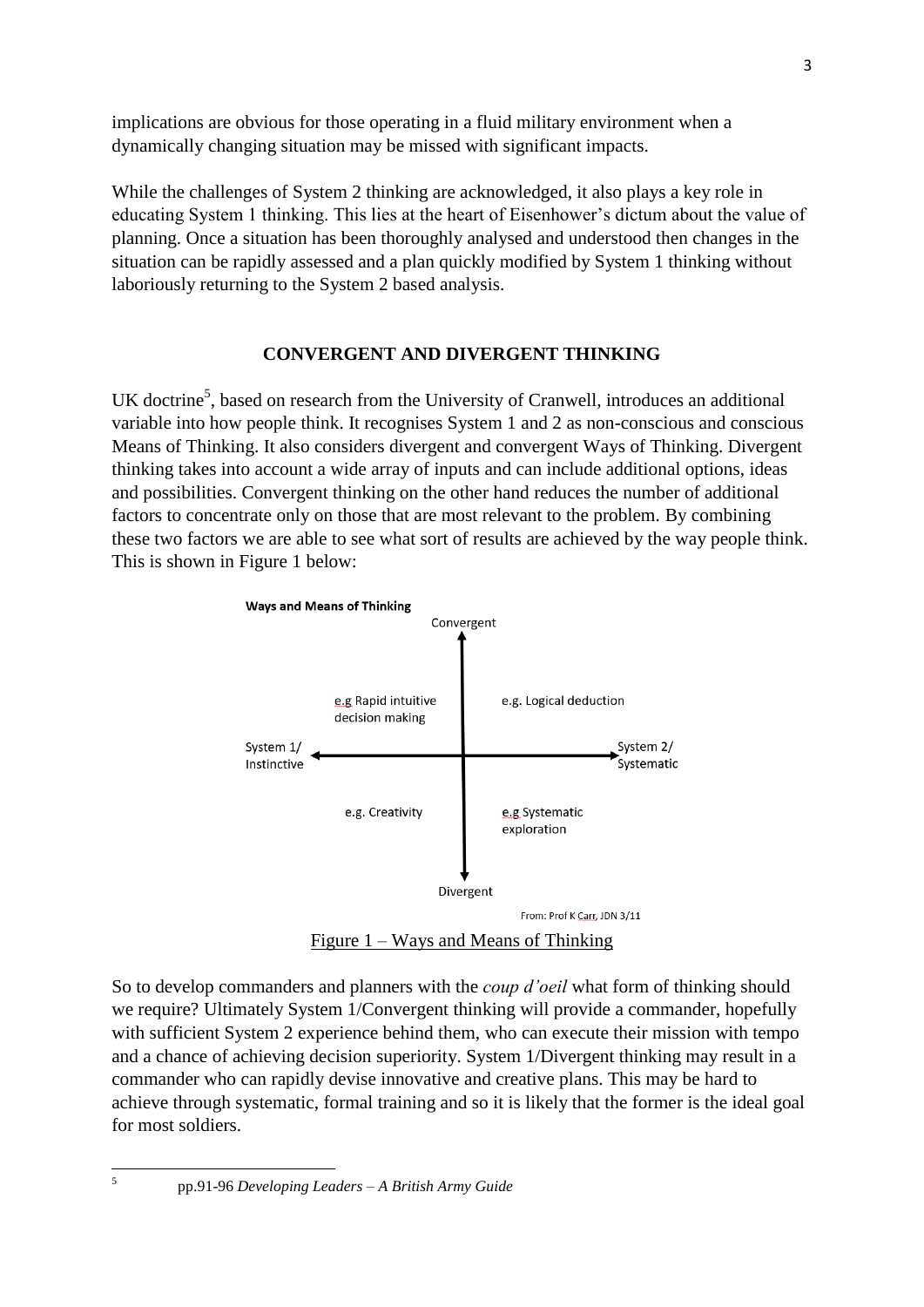implications are obvious for those operating in a fluid military environment when a dynamically changing situation may be missed with significant impacts.

While the challenges of System 2 thinking are acknowledged, it also plays a key role in educating System 1 thinking. This lies at the heart of Eisenhower's dictum about the value of planning. Once a situation has been thoroughly analysed and understood then changes in the situation can be rapidly assessed and a plan quickly modified by System 1 thinking without laboriously returning to the System 2 based analysis.

## CONVERGENT AND DIVERGENT THINKING

UK doctrine[5], based on research from the University of Cranwell, introduces an additional variable into how people think. It recognises System 1 and 2 as non-conscious and conscious Means of Thinking. It also considers divergent and convergent Ways of Thinking. Divergent thinking takes into account a wide array of inputs and can include additional options, ideas and possibilities. Convergent thinking on the other hand reduces the number of additional factors to concentrate only on those that are most relevant to the problem. By combining these two factors we are able to see what sort of results are achieved by the way people think. This is shown in Figure 1 below:

**Ways and Means of Thinking**

| | System 1/ Instinctive | System 2/ Systematic |
|---|---|---|
| Convergent | e.g Rapid intuitive decision making | e.g. Logical deduction |
| Divergent | e.g. Creativity | e.g Systematic exploration |

From: Prof K Carr, JDN 3/11

Figure 1 – Ways and Means of Thinking

So to develop commanders and planners with the *coup d'oeil* what form of thinking should we require? Ultimately System 1/Convergent thinking will provide a commander, hopefully with sufficient System 2 experience behind them, who can execute their mission with tempo and a chance of achieving decision superiority. System 1/Divergent thinking may result in a commander who can rapidly devise innovative and creative plans. This may be hard to achieve through systematic, formal training and so it is likely that the former is the ideal goal for most soldiers.

[5] pp.91-96 *Developing Leaders – A British Army Guide*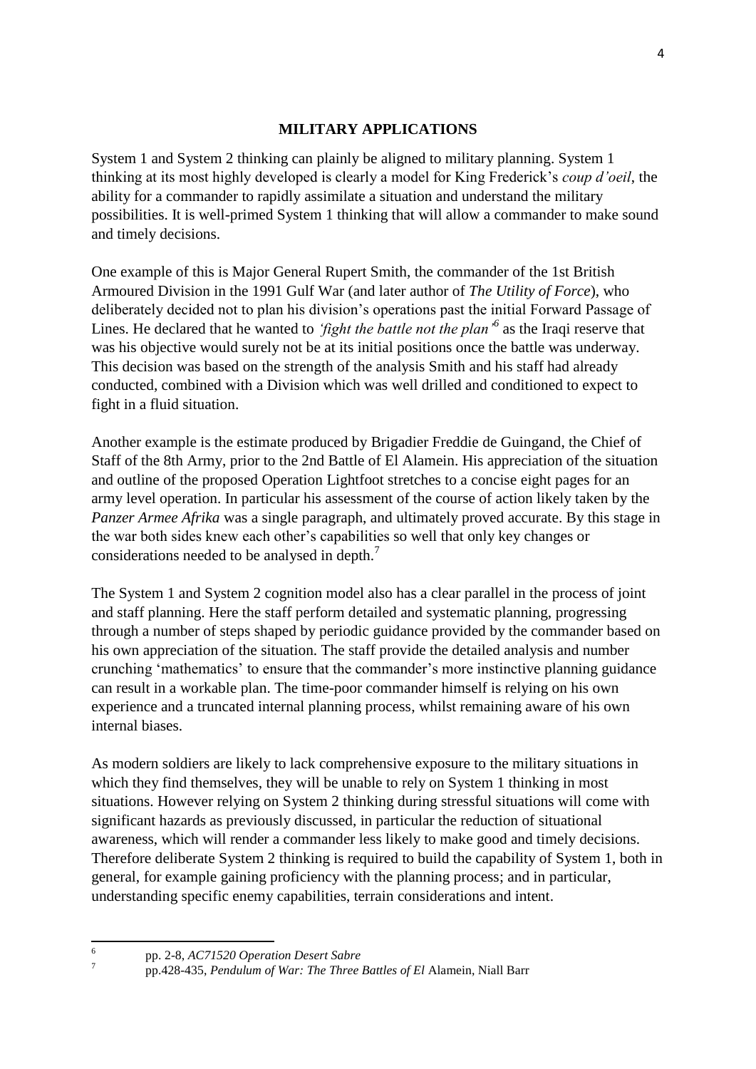## MILITARY APPLICATIONS

System 1 and System 2 thinking can plainly be aligned to military planning. System 1 thinking at its most highly developed is clearly a model for King Frederick's *coup d'oeil*, the ability for a commander to rapidly assimilate a situation and understand the military possibilities. It is well-primed System 1 thinking that will allow a commander to make sound and timely decisions.

One example of this is Major General Rupert Smith, the commander of the 1st British Armoured Division in the 1991 Gulf War (and later author of *The Utility of Force*), who deliberately decided not to plan his division's operations past the initial Forward Passage of Lines. He declared that he wanted to *'fight the battle not the plan'*[6] as the Iraqi reserve that was his objective would surely not be at its initial positions once the battle was underway. This decision was based on the strength of the analysis Smith and his staff had already conducted, combined with a Division which was well drilled and conditioned to expect to fight in a fluid situation.

Another example is the estimate produced by Brigadier Freddie de Guingand, the Chief of Staff of the 8th Army, prior to the 2nd Battle of El Alamein. His appreciation of the situation and outline of the proposed Operation Lightfoot stretches to a concise eight pages for an army level operation. In particular his assessment of the course of action likely taken by the *Panzer Armee Afrika* was a single paragraph, and ultimately proved accurate. By this stage in the war both sides knew each other's capabilities so well that only key changes or considerations needed to be analysed in depth.[7]

The System 1 and System 2 cognition model also has a clear parallel in the process of joint and staff planning. Here the staff perform detailed and systematic planning, progressing through a number of steps shaped by periodic guidance provided by the commander based on his own appreciation of the situation. The staff provide the detailed analysis and number crunching 'mathematics' to ensure that the commander's more instinctive planning guidance can result in a workable plan. The time-poor commander himself is relying on his own experience and a truncated internal planning process, whilst remaining aware of his own internal biases.

As modern soldiers are likely to lack comprehensive exposure to the military situations in which they find themselves, they will be unable to rely on System 1 thinking in most situations. However relying on System 2 thinking during stressful situations will come with significant hazards as previously discussed, in particular the reduction of situational awareness, which will render a commander less likely to make good and timely decisions. Therefore deliberate System 2 thinking is required to build the capability of System 1, both in general, for example gaining proficiency with the planning process; and in particular, understanding specific enemy capabilities, terrain considerations and intent.

---

[6] pp. 2-8, *AC71520 Operation Desert Sabre*

[7] pp.428-435, *Pendulum of War: The Three Battles of El* Alamein, Niall Barr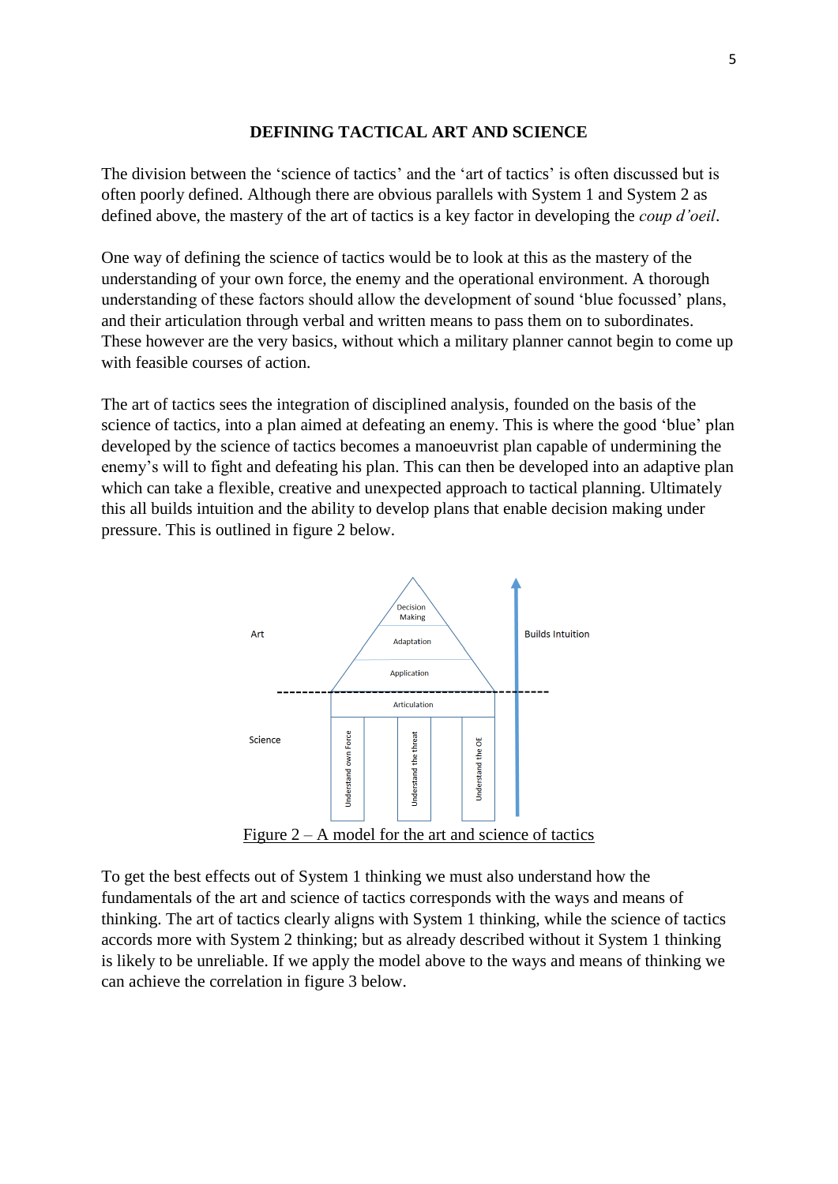## DEFINING TACTICAL ART AND SCIENCE

The division between the 'science of tactics' and the 'art of tactics' is often discussed but is often poorly defined. Although there are obvious parallels with System 1 and System 2 as defined above, the mastery of the art of tactics is a key factor in developing the *coup d'oeil*.

One way of defining the science of tactics would be to look at this as the mastery of the understanding of your own force, the enemy and the operational environment. A thorough understanding of these factors should allow the development of sound 'blue focussed' plans, and their articulation through verbal and written means to pass them on to subordinates. These however are the very basics, without which a military planner cannot begin to come up with feasible courses of action.

The art of tactics sees the integration of disciplined analysis, founded on the basis of the science of tactics, into a plan aimed at defeating an enemy. This is where the good 'blue' plan developed by the science of tactics becomes a manoeuvrist plan capable of undermining the enemy's will to fight and defeating his plan. This can then be developed into an adaptive plan which can take a flexible, creative and unexpected approach to tactical planning. Ultimately this all builds intuition and the ability to develop plans that enable decision making under pressure. This is outlined in figure 2 below.

Figure 2 – A model for the art and science of tactics

To get the best effects out of System 1 thinking we must also understand how the fundamentals of the art and science of tactics corresponds with the ways and means of thinking. The art of tactics clearly aligns with System 1 thinking, while the science of tactics accords more with System 2 thinking; but as already described without it System 1 thinking is likely to be unreliable. If we apply the model above to the ways and means of thinking we can achieve the correlation in figure 3 below.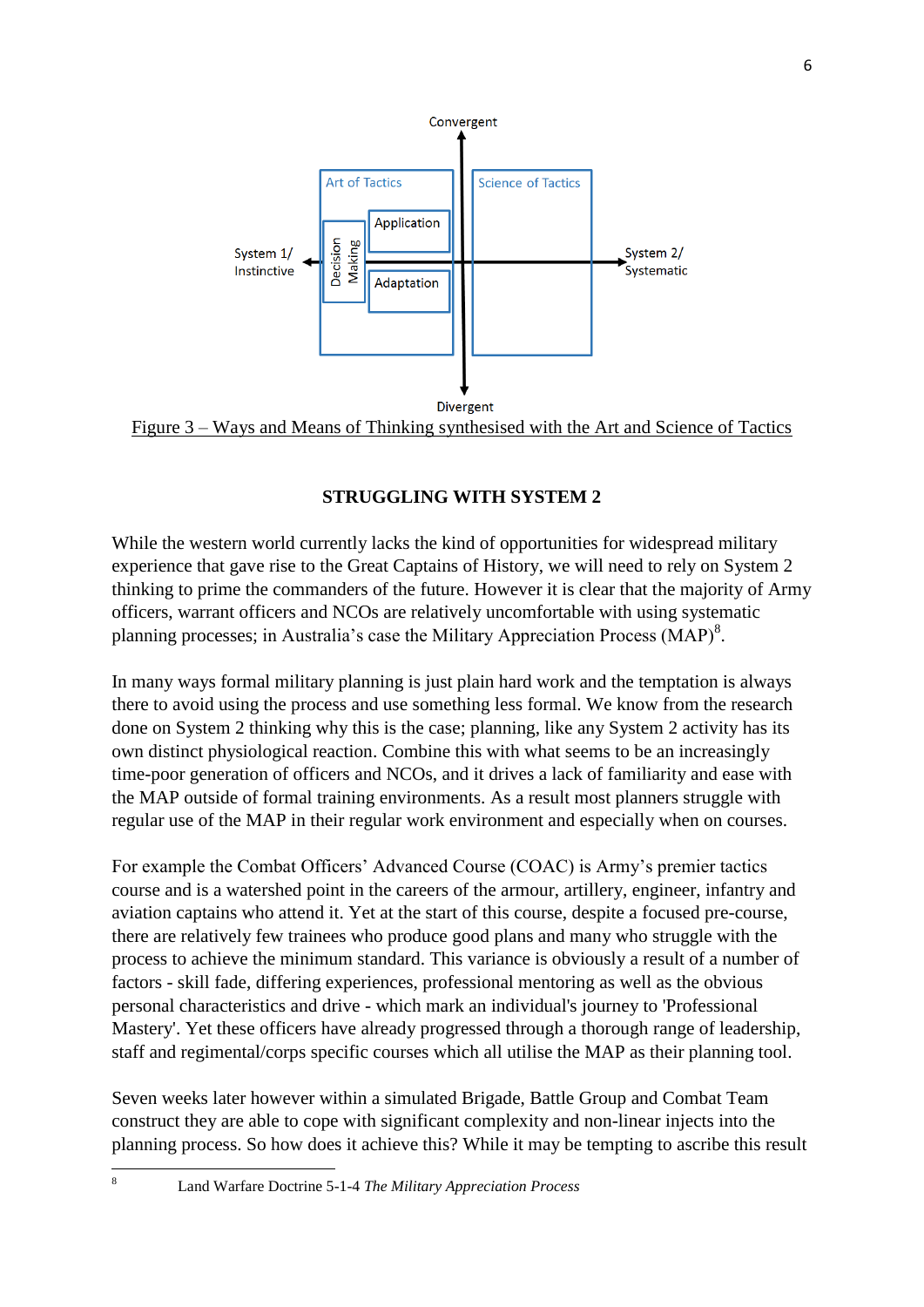Convergent

| Art of Tactics | Science of Tactics |
| --- | --- |
| Decision Making; Application; Adaptation | |

System 1/ Instinctive ← → System 2/ Systematic

Divergent

Figure 3 – Ways and Means of Thinking synthesised with the Art and Science of Tactics

## STRUGGLING WITH SYSTEM 2

While the western world currently lacks the kind of opportunities for widespread military experience that gave rise to the Great Captains of History, we will need to rely on System 2 thinking to prime the commanders of the future. However it is clear that the majority of Army officers, warrant officers and NCOs are relatively uncomfortable with using systematic planning processes; in Australia's case the Military Appreciation Process (MAP)[8].

In many ways formal military planning is just plain hard work and the temptation is always there to avoid using the process and use something less formal. We know from the research done on System 2 thinking why this is the case; planning, like any System 2 activity has its own distinct physiological reaction. Combine this with what seems to be an increasingly time-poor generation of officers and NCOs, and it drives a lack of familiarity and ease with the MAP outside of formal training environments. As a result most planners struggle with regular use of the MAP in their regular work environment and especially when on courses.

For example the Combat Officers' Advanced Course (COAC) is Army's premier tactics course and is a watershed point in the careers of the armour, artillery, engineer, infantry and aviation captains who attend it. Yet at the start of this course, despite a focused pre-course, there are relatively few trainees who produce good plans and many who struggle with the process to achieve the minimum standard. This variance is obviously a result of a number of factors - skill fade, differing experiences, professional mentoring as well as the obvious personal characteristics and drive - which mark an individual's journey to 'Professional Mastery'. Yet these officers have already progressed through a thorough range of leadership, staff and regimental/corps specific courses which all utilise the MAP as their planning tool.

Seven weeks later however within a simulated Brigade, Battle Group and Combat Team construct they are able to cope with significant complexity and non-linear injects into the planning process. So how does it achieve this? While it may be tempting to ascribe this result

---

[8] Land Warfare Doctrine 5-1-4 *The Military Appreciation Process*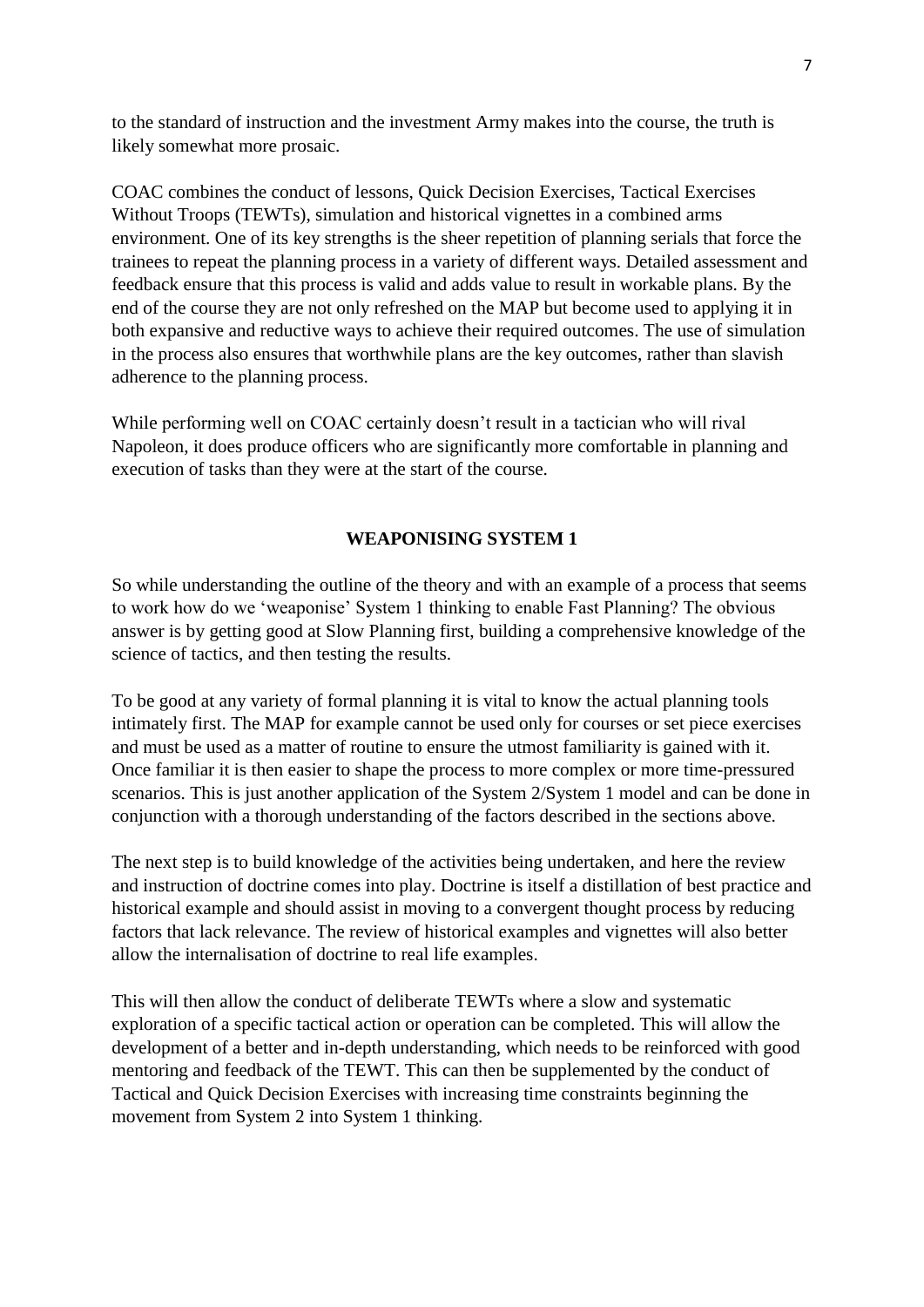to the standard of instruction and the investment Army makes into the course, the truth is likely somewhat more prosaic.

COAC combines the conduct of lessons, Quick Decision Exercises, Tactical Exercises Without Troops (TEWTs), simulation and historical vignettes in a combined arms environment. One of its key strengths is the sheer repetition of planning serials that force the trainees to repeat the planning process in a variety of different ways. Detailed assessment and feedback ensure that this process is valid and adds value to result in workable plans. By the end of the course they are not only refreshed on the MAP but become used to applying it in both expansive and reductive ways to achieve their required outcomes. The use of simulation in the process also ensures that worthwhile plans are the key outcomes, rather than slavish adherence to the planning process.

While performing well on COAC certainly doesn't result in a tactician who will rival Napoleon, it does produce officers who are significantly more comfortable in planning and execution of tasks than they were at the start of the course.

## WEAPONISING SYSTEM 1

So while understanding the outline of the theory and with an example of a process that seems to work how do we 'weaponise' System 1 thinking to enable Fast Planning? The obvious answer is by getting good at Slow Planning first, building a comprehensive knowledge of the science of tactics, and then testing the results.

To be good at any variety of formal planning it is vital to know the actual planning tools intimately first. The MAP for example cannot be used only for courses or set piece exercises and must be used as a matter of routine to ensure the utmost familiarity is gained with it. Once familiar it is then easier to shape the process to more complex or more time-pressured scenarios. This is just another application of the System 2/System 1 model and can be done in conjunction with a thorough understanding of the factors described in the sections above.

The next step is to build knowledge of the activities being undertaken, and here the review and instruction of doctrine comes into play. Doctrine is itself a distillation of best practice and historical example and should assist in moving to a convergent thought process by reducing factors that lack relevance. The review of historical examples and vignettes will also better allow the internalisation of doctrine to real life examples.

This will then allow the conduct of deliberate TEWTs where a slow and systematic exploration of a specific tactical action or operation can be completed. This will allow the development of a better and in-depth understanding, which needs to be reinforced with good mentoring and feedback of the TEWT. This can then be supplemented by the conduct of Tactical and Quick Decision Exercises with increasing time constraints beginning the movement from System 2 into System 1 thinking.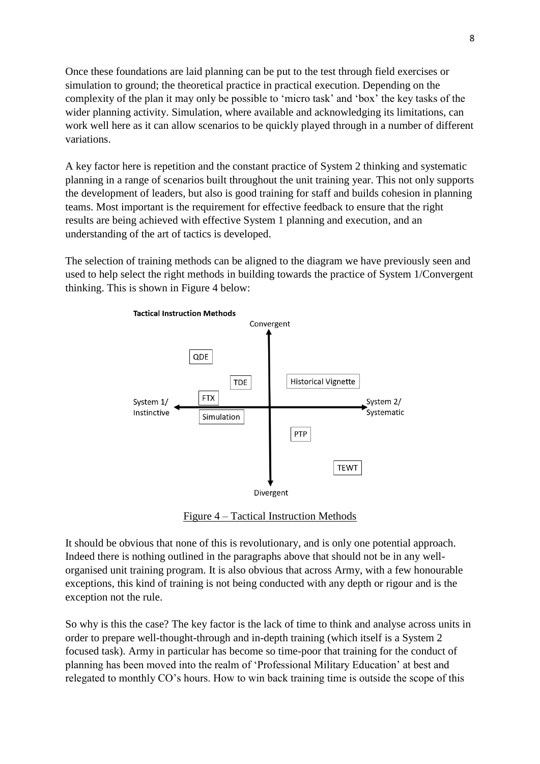Once these foundations are laid planning can be put to the test through field exercises or simulation to ground; the theoretical practice in practical execution. Depending on the complexity of the plan it may only be possible to 'micro task' and 'box' the key tasks of the wider planning activity. Simulation, where available and acknowledging its limitations, can work well here as it can allow scenarios to be quickly played through in a number of different variations.

A key factor here is repetition and the constant practice of System 2 thinking and systematic planning in a range of scenarios built throughout the unit training year. This not only supports the development of leaders, but also is good training for staff and builds cohesion in planning teams. Most important is the requirement for effective feedback to ensure that the right results are being achieved with effective System 1 planning and execution, and an understanding of the art of tactics is developed.

The selection of training methods can be aligned to the diagram we have previously seen and used to help select the right methods in building towards the practice of System 1/Convergent thinking. This is shown in Figure 4 below:

**Tactical Instruction Methods**

Figure 4 – Tactical Instruction Methods

It should be obvious that none of this is revolutionary, and is only one potential approach. Indeed there is nothing outlined in the paragraphs above that should not be in any well-organised unit training program. It is also obvious that across Army, with a few honourable exceptions, this kind of training is not being conducted with any depth or rigour and is the exception not the rule.

So why is this the case? The key factor is the lack of time to think and analyse across units in order to prepare well-thought-through and in-depth training (which itself is a System 2 focused task). Army in particular has become so time-poor that training for the conduct of planning has been moved into the realm of 'Professional Military Education' at best and relegated to monthly CO's hours. How to win back training time is outside the scope of this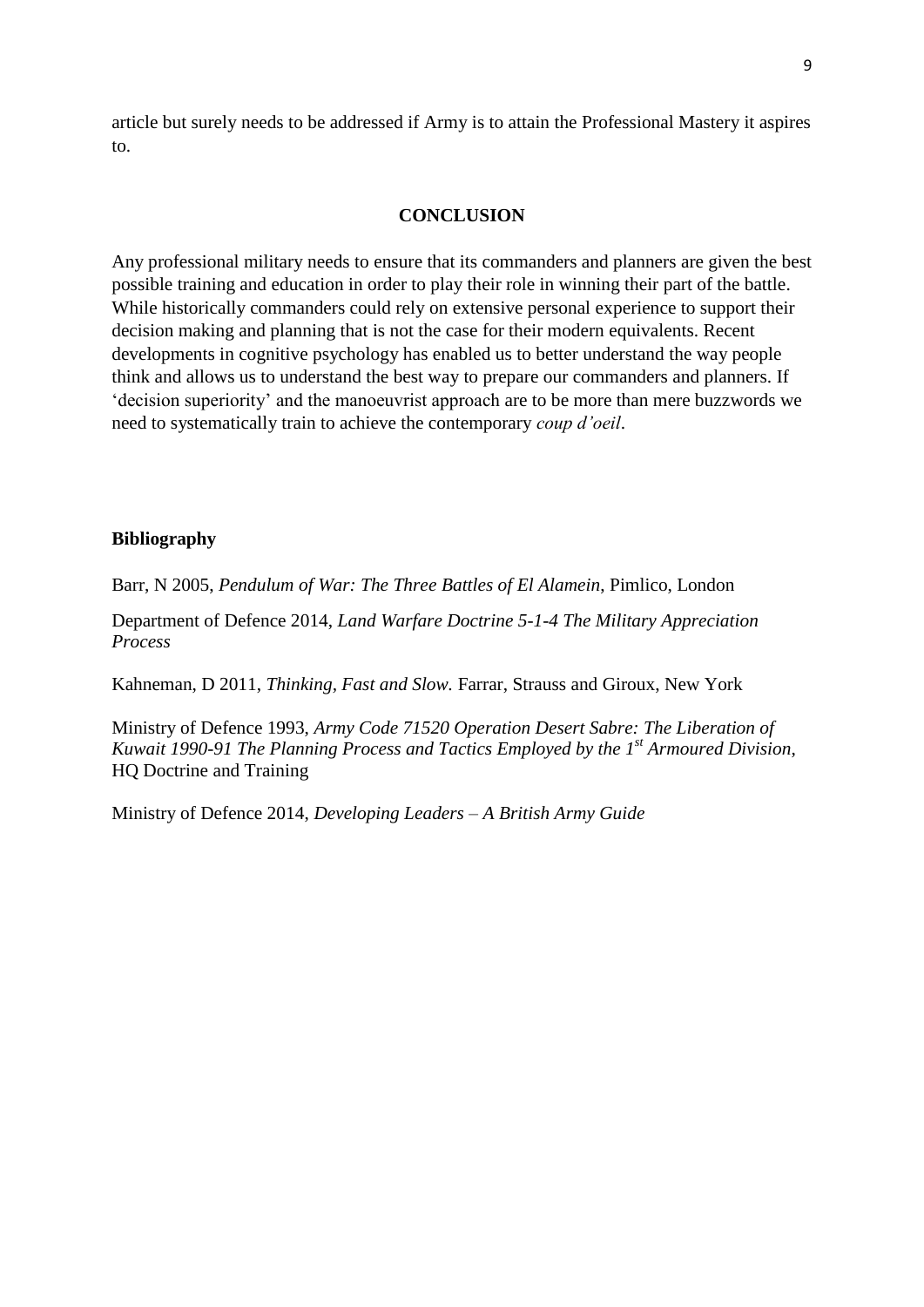article but surely needs to be addressed if Army is to attain the Professional Mastery it aspires to.

## CONCLUSION

Any professional military needs to ensure that its commanders and planners are given the best possible training and education in order to play their role in winning their part of the battle. While historically commanders could rely on extensive personal experience to support their decision making and planning that is not the case for their modern equivalents. Recent developments in cognitive psychology has enabled us to better understand the way people think and allows us to understand the best way to prepare our commanders and planners. If 'decision superiority' and the manoeuvrist approach are to be more than mere buzzwords we need to systematically train to achieve the contemporary *coup d'oeil*.

**Bibliography**

Barr, N 2005, *Pendulum of War: The Three Battles of El Alamein*, Pimlico, London

Department of Defence 2014, *Land Warfare Doctrine 5-1-4 The Military Appreciation Process*

Kahneman, D 2011, *Thinking, Fast and Slow.* Farrar, Strauss and Giroux, New York

Ministry of Defence 1993, *Army Code 71520 Operation Desert Sabre: The Liberation of Kuwait 1990-91 The Planning Process and Tactics Employed by the 1st Armoured Division*, HQ Doctrine and Training

Ministry of Defence 2014, *Developing Leaders – A British Army Guide*